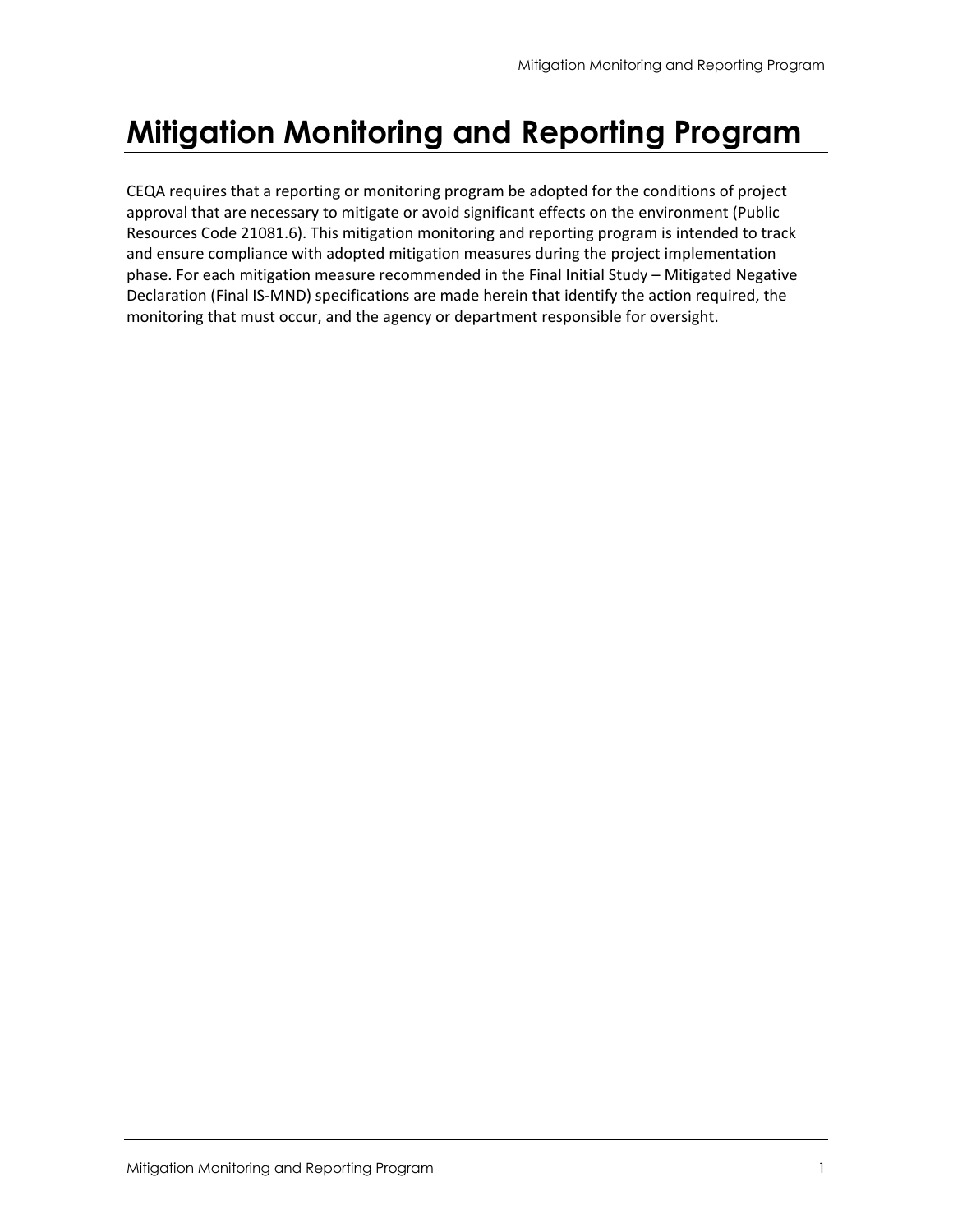# Mitigation Monitoring and Reporting Program

CEQA requires that a reporting or monitoring program be adopted for the conditions of project approval that are necessary to mitigate or avoid significant effects on the environment (Public Resources Code 21081.6). This mitigation monitoring and reporting program is intended to track and ensure compliance with adopted mitigation measures during the project implementation phase. For each mitigation measure recommended in the Final Initial Study – Mitigated Negative Declaration (Final IS-MND) specifications are made herein that identify the action required, the monitoring that must occur, and the agency or department responsible for oversight.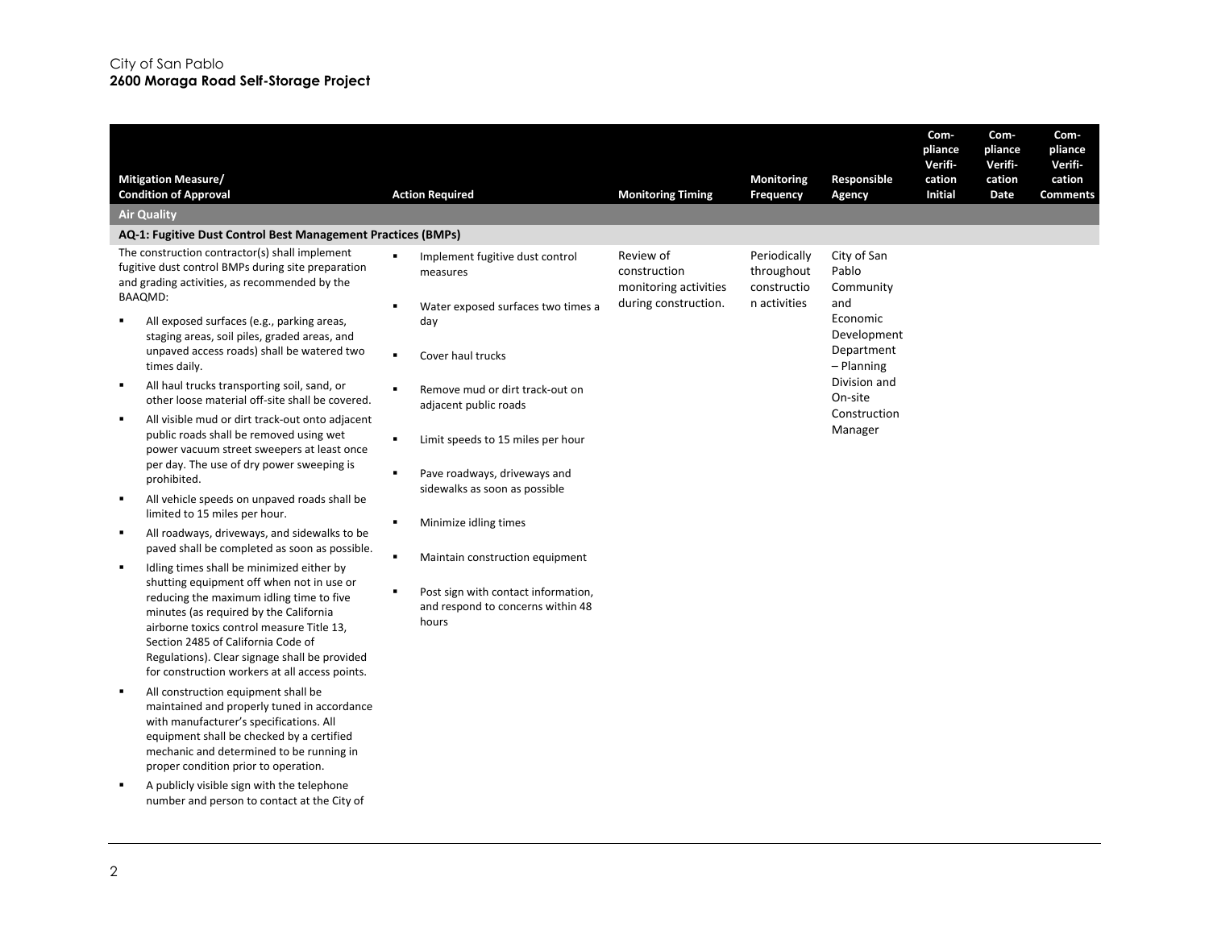| Mitigation Measure/ Condition of Approval | Action Required | Monitoring Timing | Monitoring Frequency | Responsible Agency | Com-pliance Verifi-cation Initial | Com-pliance Verifi-cation Date | Com-pliance Verifi-cation Comments |
|---|---|---|---|---|---|---|---|
| **Air Quality** | | | | | | | |
| **AQ-1: Fugitive Dust Control Best Management Practices (BMPs)** | | | | | | | |
| The construction contractor(s) shall implement fugitive dust control BMPs during site preparation and grading activities, as recommended by the BAAQMD:<br>▪ All exposed surfaces (e.g., parking areas, staging areas, soil piles, graded areas, and unpaved access roads) shall be watered two times daily.<br>▪ All haul trucks transporting soil, sand, or other loose material off-site shall be covered.<br>▪ All visible mud or dirt track-out onto adjacent public roads shall be removed using wet power vacuum street sweepers at least once per day. The use of dry power sweeping is prohibited.<br>▪ All vehicle speeds on unpaved roads shall be limited to 15 miles per hour.<br>▪ All roadways, driveways, and sidewalks to be paved shall be completed as soon as possible.<br>▪ Idling times shall be minimized either by shutting equipment off when not in use or reducing the maximum idling time to five minutes (as required by the California airborne toxics control measure Title 13, Section 2485 of California Code of Regulations). Clear signage shall be provided for construction workers at all access points.<br>▪ All construction equipment shall be maintained and properly tuned in accordance with manufacturer's specifications. All equipment shall be checked by a certified mechanic and determined to be running in proper condition prior to operation.<br>▪ A publicly visible sign with the telephone number and person to contact at the City of | ▪ Implement fugitive dust control measures<br>▪ Water exposed surfaces two times a day<br>▪ Cover haul trucks<br>▪ Remove mud or dirt track-out on adjacent public roads<br>▪ Limit speeds to 15 miles per hour<br>▪ Pave roadways, driveways and sidewalks as soon as possible<br>▪ Minimize idling times<br>▪ Maintain construction equipment<br>▪ Post sign with contact information, and respond to concerns within 48 hours | Review of construction monitoring activities during construction. | Periodically throughout construction activities | City of San Pablo Community and Economic Development Department – Planning Division and On-site Construction Manager | | | |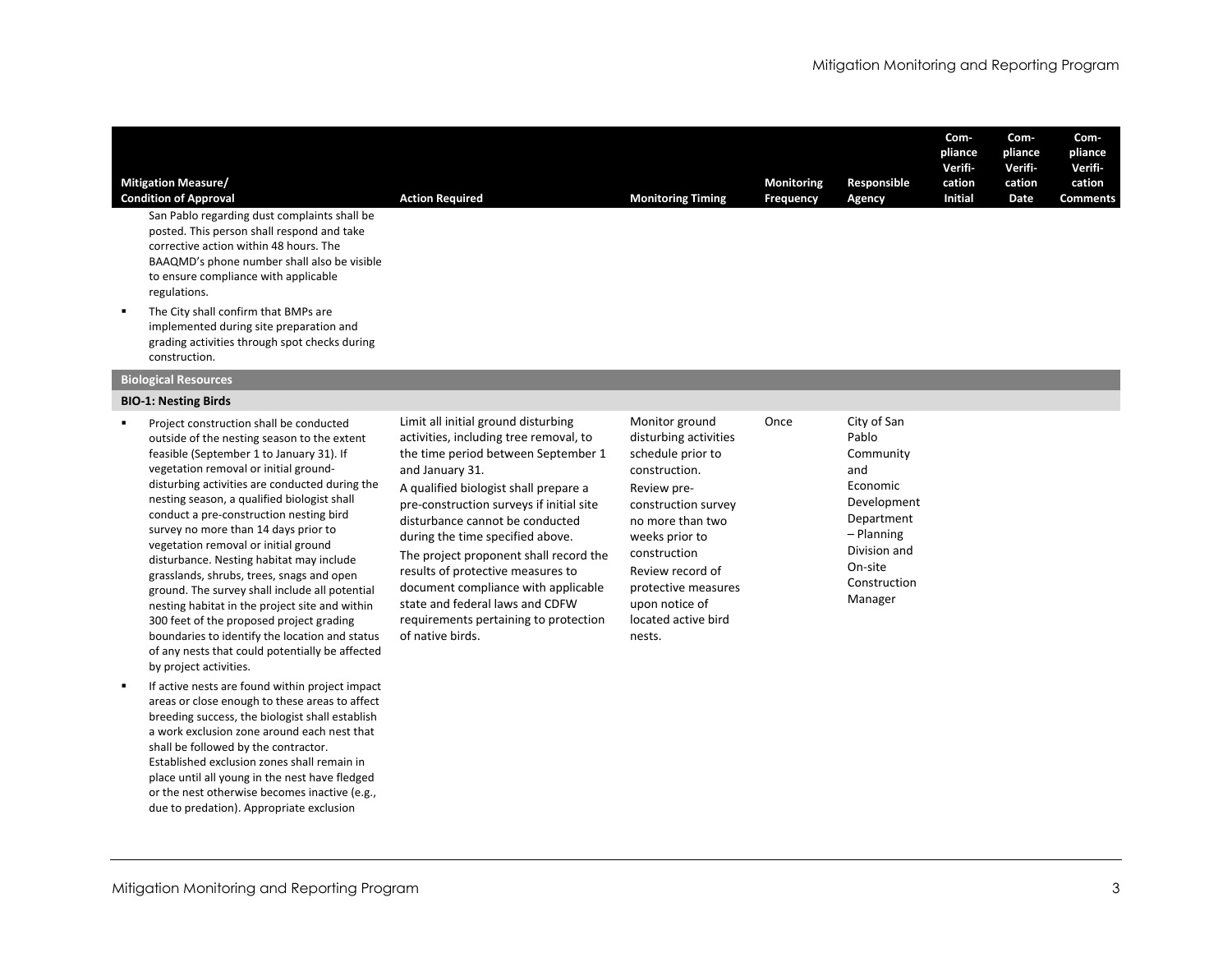| Mitigation Measure/ Condition of Approval | Action Required | Monitoring Timing | Monitoring Frequency | Responsible Agency | Com-pliance Verifi-cation Initial | Com-pliance Verifi-cation Date | Com-pliance Verifi-cation Comments |
|---|---|---|---|---|---|---|---|
| San Pablo regarding dust complaints shall be posted. This person shall respond and take corrective action within 48 hours. The BAAQMD's phone number shall also be visible to ensure compliance with applicable regulations.<br>▪ The City shall confirm that BMPs are implemented during site preparation and grading activities through spot checks during construction. | | | | | | | |
| **Biological Resources** | | | | | | | |
| **BIO-1: Nesting Birds** | | | | | | | |
| ▪ Project construction shall be conducted outside of the nesting season to the extent feasible (September 1 to January 31). If vegetation removal or initial ground-disturbing activities are conducted during the nesting season, a qualified biologist shall conduct a pre-construction nesting bird survey no more than 14 days prior to vegetation removal or initial ground disturbance. Nesting habitat may include grasslands, shrubs, trees, snags and open ground. The survey shall include all potential nesting habitat in the project site and within 300 feet of the proposed project grading boundaries to identify the location and status of any nests that could potentially be affected by project activities.<br>▪ If active nests are found within project impact areas or close enough to these areas to affect breeding success, the biologist shall establish a work exclusion zone around each nest that shall be followed by the contractor. Established exclusion zones shall remain in place until all young in the nest have fledged or the nest otherwise becomes inactive (e.g., due to predation). Appropriate exclusion | Limit all initial ground disturbing activities, including tree removal, to the time period between September 1 and January 31.<br>A qualified biologist shall prepare a pre-construction surveys if initial site disturbance cannot be conducted during the time specified above.<br>The project proponent shall record the results of protective measures to document compliance with applicable state and federal laws and CDFW requirements pertaining to protection of native birds. | Monitor ground disturbing activities schedule prior to construction.<br>Review pre-construction survey no more than two weeks prior to construction<br>Review record of protective measures upon notice of located active bird nests. | Once | City of San Pablo Community and Economic Development Department – Planning Division and On-site Construction Manager | | | |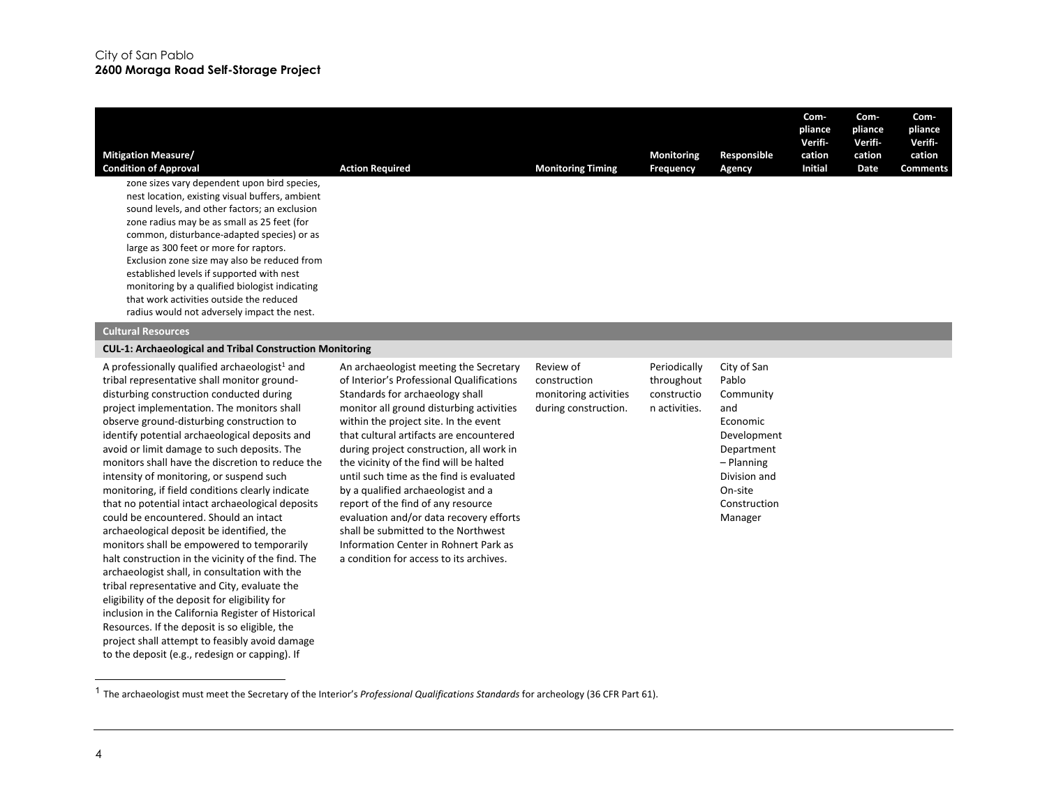| Mitigation Measure/ Condition of Approval | Action Required | Monitoring Timing | Monitoring Frequency | Responsible Agency | Compliance Verification Initial | Compliance Verification Date | Compliance Verification Comments |
|---|---|---|---|---|---|---|---|
| zone sizes vary dependent upon bird species, nest location, existing visual buffers, ambient sound levels, and other factors; an exclusion zone radius may be as small as 25 feet (for common, disturbance-adapted species) or as large as 300 feet or more for raptors. Exclusion zone size may also be reduced from established levels if supported with nest monitoring by a qualified biologist indicating that work activities outside the reduced radius would not adversely impact the nest. | | | | | | | |
| **Cultural Resources** | | | | | | | |
| **CUL-1: Archaeological and Tribal Construction Monitoring** | | | | | | | |
| A professionally qualified archaeologist[1] and tribal representative shall monitor ground-disturbing construction conducted during project implementation. The monitors shall observe ground-disturbing construction to identify potential archaeological deposits and avoid or limit damage to such deposits. The monitors shall have the discretion to reduce the intensity of monitoring, or suspend such monitoring, if field conditions clearly indicate that no potential intact archaeological deposits could be encountered. Should an intact archaeological deposit be identified, the monitors shall be empowered to temporarily halt construction in the vicinity of the find. The archaeologist shall, in consultation with the tribal representative and City, evaluate the eligibility of the deposit for eligibility for inclusion in the California Register of Historical Resources. If the deposit is so eligible, the project shall attempt to feasibly avoid damage to the deposit (e.g., redesign or capping). If | An archaeologist meeting the Secretary of Interior's Professional Qualifications Standards for archaeology shall monitor all ground disturbing activities within the project site. In the event that cultural artifacts are encountered during project construction, all work in the vicinity of the find will be halted until such time as the find is evaluated by a qualified archaeologist and a report of the find of any resource evaluation and/or data recovery efforts shall be submitted to the Northwest Information Center in Rohnert Park as a condition for access to its archives. | Review of construction monitoring activities during construction. | Periodically throughout construction activities. | City of San Pablo Community and Economic Development Department – Planning Division and On-site Construction Manager | | | |

[1] The archaeologist must meet the Secretary of the Interior's *Professional Qualifications Standards* for archeology (36 CFR Part 61).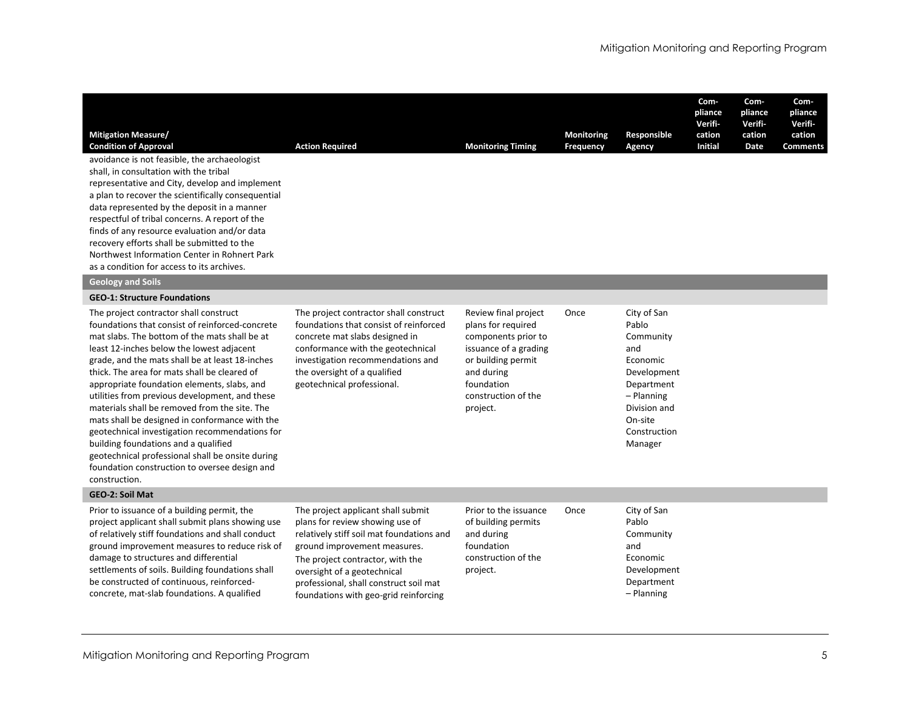| Mitigation Measure/ Condition of Approval | Action Required | Monitoring Timing | Monitoring Frequency | Responsible Agency | Compliance Verification Initial | Compliance Verification Date | Compliance Verification Comments |
|---|---|---|---|---|---|---|---|
| avoidance is not feasible, the archaeologist shall, in consultation with the tribal representative and City, develop and implement a plan to recover the scientifically consequential data represented by the deposit in a manner respectful of tribal concerns. A report of the finds of any resource evaluation and/or data recovery efforts shall be submitted to the Northwest Information Center in Rohnert Park as a condition for access to its archives. | | | | | | | |
| **Geology and Soils** | | | | | | | |
| **GEO-1: Structure Foundations** | | | | | | | |
| The project contractor shall construct foundations that consist of reinforced-concrete mat slabs. The bottom of the mats shall be at least 12-inches below the lowest adjacent grade, and the mats shall be at least 18-inches thick. The area for mats shall be cleared of appropriate foundation elements, slabs, and utilities from previous development, and these materials shall be removed from the site. The mats shall be designed in conformance with the geotechnical investigation recommendations for building foundations and a qualified geotechnical professional shall be onsite during foundation construction to oversee design and construction. | The project contractor shall construct foundations that consist of reinforced concrete mat slabs designed in conformance with the geotechnical investigation recommendations and the oversight of a qualified geotechnical professional. | Review final project plans for required components prior to issuance of a grading or building permit and during foundation construction of the project. | Once | City of San Pablo Community and Economic Development Department – Planning Division and On-site Construction Manager | | | |
| **GEO-2: Soil Mat** | | | | | | | |
| Prior to issuance of a building permit, the project applicant shall submit plans showing use of relatively stiff foundations and shall conduct ground improvement measures to reduce risk of damage to structures and differential settlements of soils. Building foundations shall be constructed of continuous, reinforced-concrete, mat-slab foundations. A qualified | The project applicant shall submit plans for review showing use of relatively stiff soil mat foundations and ground improvement measures. The project contractor, with the oversight of a geotechnical professional, shall construct soil mat foundations with geo-grid reinforcing | Prior to the issuance of building permits and during foundation construction of the project. | Once | City of San Pablo Community and Economic Development Department – Planning | | | |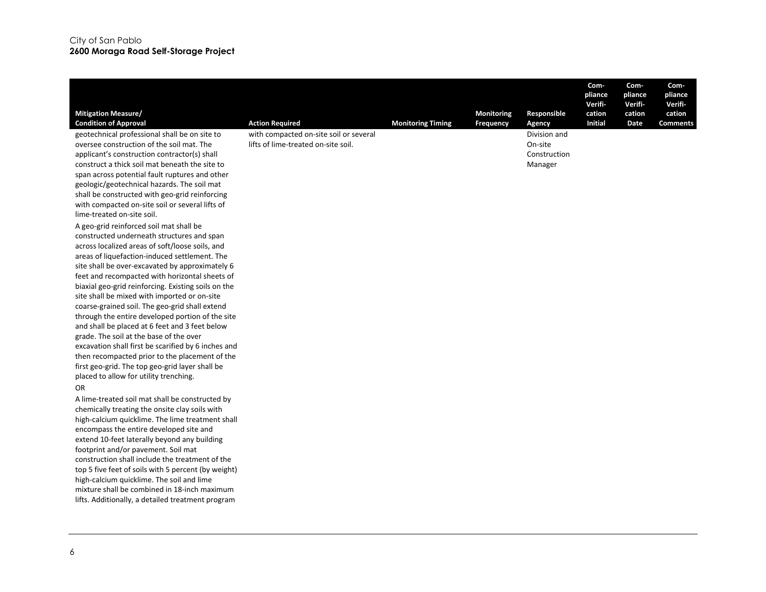| Mitigation Measure/ Condition of Approval | Action Required | Monitoring Timing | Monitoring Frequency | Responsible Agency | Com-pliance Verifi-cation Initial | Com-pliance Verifi-cation Date | Com-pliance Verifi-cation Comments |
|---|---|---|---|---|---|---|---|
| geotechnical professional shall be on site to oversee construction of the soil mat. The applicant's construction contractor(s) shall construct a thick soil mat beneath the site to span across potential fault ruptures and other geologic/geotechnical hazards. The soil mat shall be constructed with geo-grid reinforcing with compacted on-site soil or several lifts of lime-treated on-site soil.<br><br>A geo-grid reinforced soil mat shall be constructed underneath structures and span across localized areas of soft/loose soils, and areas of liquefaction-induced settlement. The site shall be over-excavated by approximately 6 feet and recompacted with horizontal sheets of biaxial geo-grid reinforcing. Existing soils on the site shall be mixed with imported or on-site coarse-grained soil. The geo-grid shall extend through the entire developed portion of the site and shall be placed at 6 feet and 3 feet below grade. The soil at the base of the over excavation shall first be scarified by 6 inches and then recompacted prior to the placement of the first geo-grid. The top geo-grid layer shall be placed to allow for utility trenching.<br><br>OR<br><br>A lime-treated soil mat shall be constructed by chemically treating the onsite clay soils with high-calcium quicklime. The lime treatment shall encompass the entire developed site and extend 10-feet laterally beyond any building footprint and/or pavement. Soil mat construction shall include the treatment of the top 5 five feet of soils with 5 percent (by weight) high-calcium quicklime. The soil and lime mixture shall be combined in 18-inch maximum lifts. Additionally, a detailed treatment program | with compacted on-site soil or several lifts of lime-treated on-site soil. | | | Division and On-site Construction Manager | | | |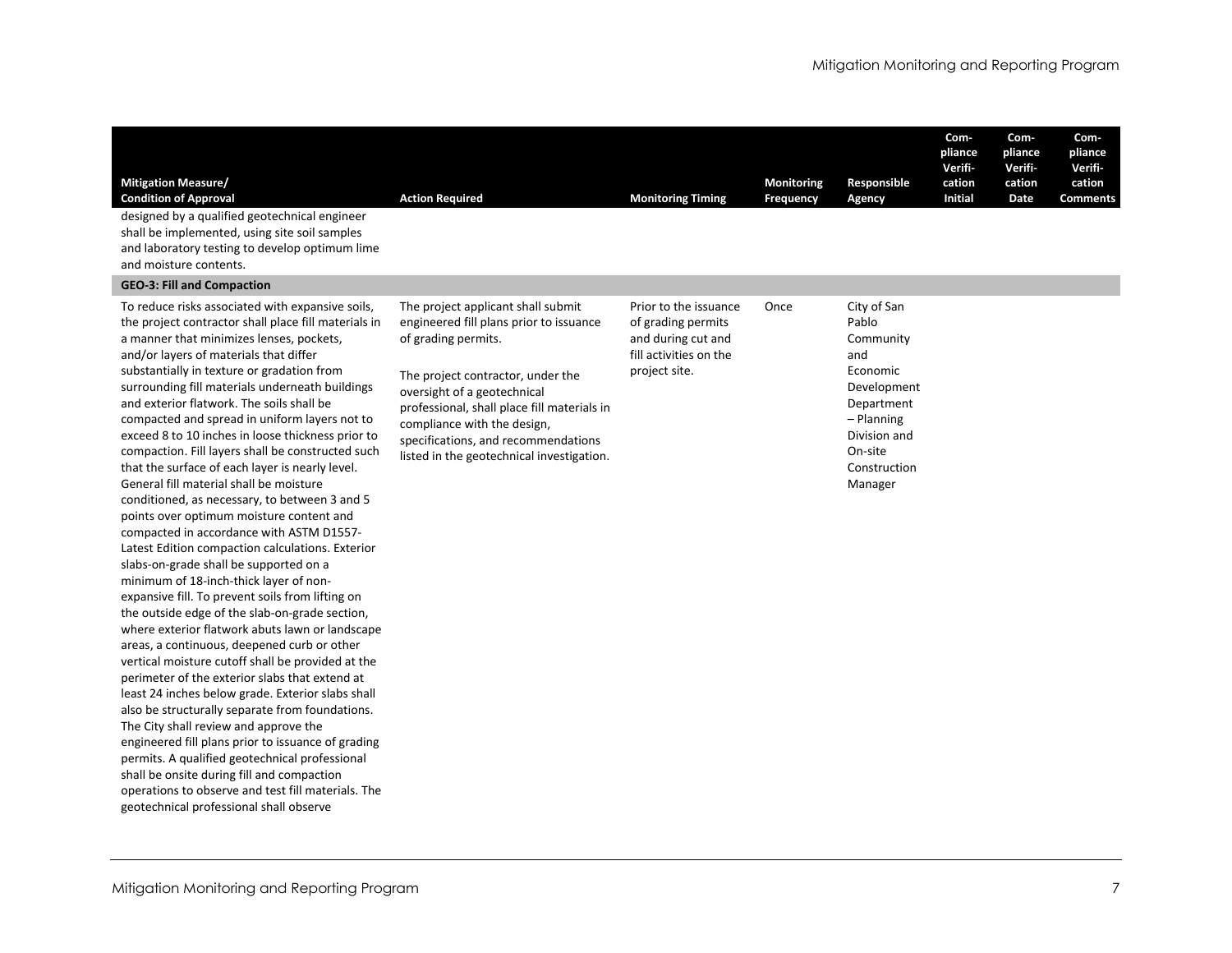| Mitigation Measure/ Condition of Approval | Action Required | Monitoring Timing | Monitoring Frequency | Responsible Agency | Com-pliance Verifi-cation Initial | Com-pliance Verifi-cation Date | Com-pliance Verifi-cation Comments |
|---|---|---|---|---|---|---|---|
| designed by a qualified geotechnical engineer shall be implemented, using site soil samples and laboratory testing to develop optimum lime and moisture contents. | | | | | | | |
| **GEO-3: Fill and Compaction** | | | | | | | |
| To reduce risks associated with expansive soils, the project contractor shall place fill materials in a manner that minimizes lenses, pockets, and/or layers of materials that differ substantially in texture or gradation from surrounding fill materials underneath buildings and exterior flatwork. The soils shall be compacted and spread in uniform layers not to exceed 8 to 10 inches in loose thickness prior to compaction. Fill layers shall be constructed such that the surface of each layer is nearly level. General fill material shall be moisture conditioned, as necessary, to between 3 and 5 points over optimum moisture content and compacted in accordance with ASTM D1557-Latest Edition compaction calculations. Exterior slabs-on-grade shall be supported on a minimum of 18-inch-thick layer of non-expansive fill. To prevent soils from lifting on the outside edge of the slab-on-grade section, where exterior flatwork abuts lawn or landscape areas, a continuous, deepened curb or other vertical moisture cutoff shall be provided at the perimeter of the exterior slabs that extend at least 24 inches below grade. Exterior slabs shall also be structurally separate from foundations. The City shall review and approve the engineered fill plans prior to issuance of grading permits. A qualified geotechnical professional shall be onsite during fill and compaction operations to observe and test fill materials. The geotechnical professional shall observe | The project applicant shall submit engineered fill plans prior to issuance of grading permits.<br><br>The project contractor, under the oversight of a geotechnical professional, shall place fill materials in compliance with the design, specifications, and recommendations listed in the geotechnical investigation. | Prior to the issuance of grading permits and during cut and fill activities on the project site. | Once | City of San Pablo Community and Economic Development Department – Planning Division and On-site Construction Manager | | | |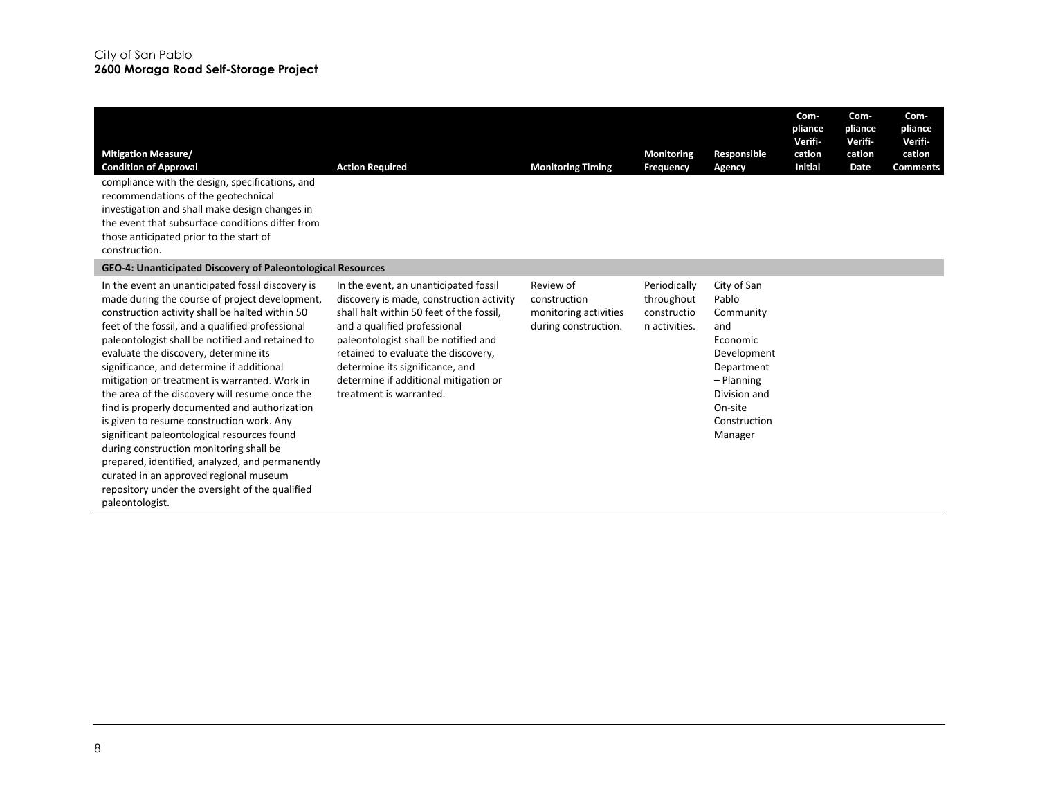| Mitigation Measure/ Condition of Approval | Action Required | Monitoring Timing | Monitoring Frequency | Responsible Agency | Com-pliance Verifi-cation Initial | Com-pliance Verifi-cation Date | Com-pliance Verifi-cation Comments |
|---|---|---|---|---|---|---|---|
| compliance with the design, specifications, and recommendations of the geotechnical investigation and shall make design changes in the event that subsurface conditions differ from those anticipated prior to the start of construction. | | | | | | | |
| **GEO-4: Unanticipated Discovery of Paleontological Resources** | | | | | | | |
| In the event an unanticipated fossil discovery is made during the course of project development, construction activity shall be halted within 50 feet of the fossil, and a qualified professional paleontologist shall be notified and retained to evaluate the discovery, determine its significance, and determine if additional mitigation or treatment is warranted. Work in the area of the discovery will resume once the find is properly documented and authorization is given to resume construction work. Any significant paleontological resources found during construction monitoring shall be prepared, identified, analyzed, and permanently curated in an approved regional museum repository under the oversight of the qualified paleontologist. | In the event, an unanticipated fossil discovery is made, construction activity shall halt within 50 feet of the fossil, and a qualified professional paleontologist shall be notified and retained to evaluate the discovery, determine its significance, and determine if additional mitigation or treatment is warranted. | Review of construction monitoring activities during construction. | Periodically throughout construction activities. | City of San Pablo Community and Economic Development Department – Planning Division and On-site Construction Manager | | | |